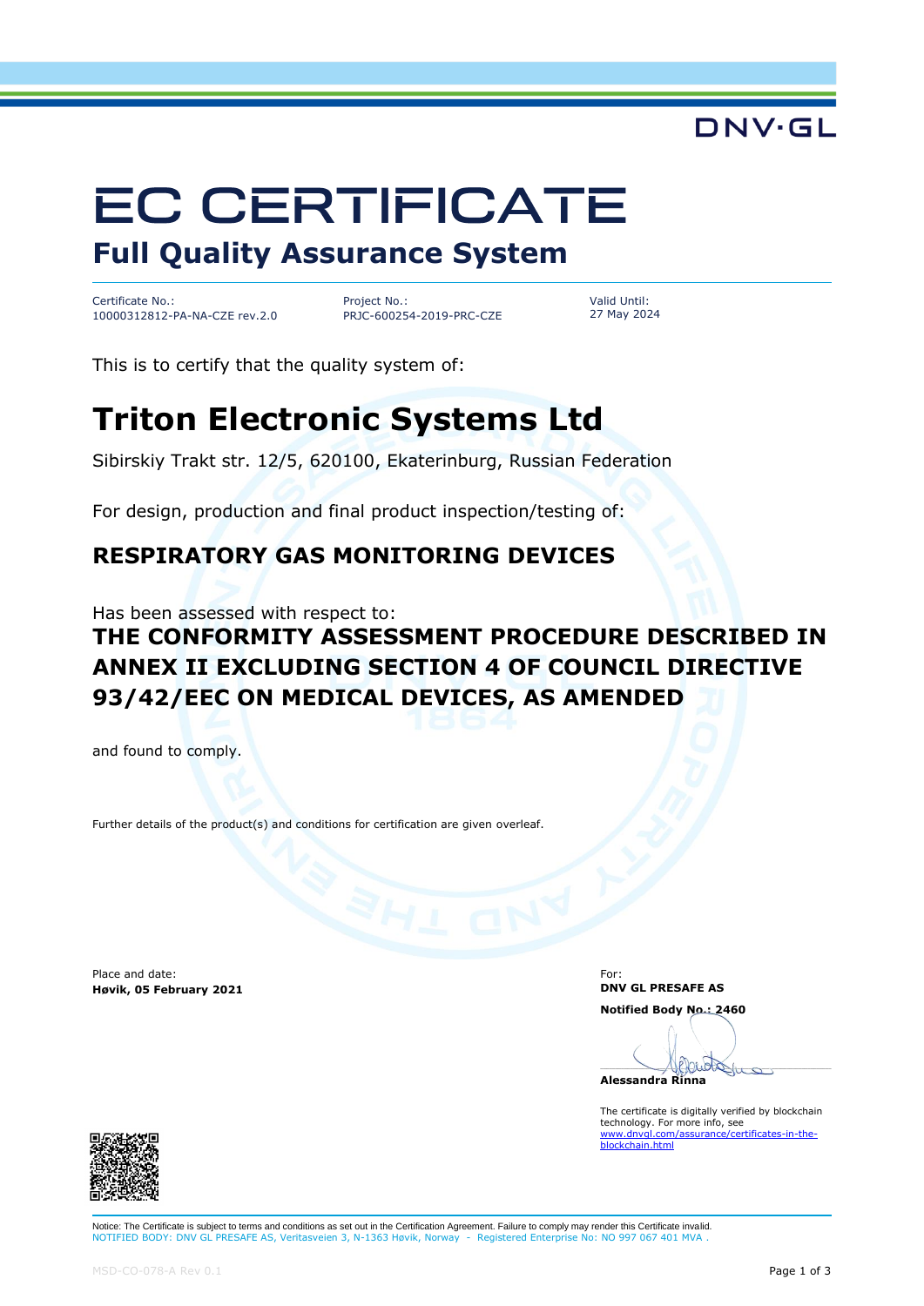DNV·GL

# EC CERTIFICATE

## Full Quality Assurance System

| Certificate No.: | Project No.: | Valid Until: |
|---|---|---|
| 10000312812-PA-NA-CZE rev.2.0 | PRJC-600254-2019-PRC-CZE | 27 May 2024 |

This is to certify that the quality system of:

# Triton Electronic Systems Ltd

Sibirskiy Trakt str. 12/5, 620100, Ekaterinburg, Russian Federation

For design, production and final product inspection/testing of:

### RESPIRATORY GAS MONITORING DEVICES

Has been assessed with respect to:

### THE CONFORMITY ASSESSMENT PROCEDURE DESCRIBED IN ANNEX II EXCLUDING SECTION 4 OF COUNCIL DIRECTIVE 93/42/EEC ON MEDICAL DEVICES, AS AMENDED

and found to comply.

Further details of the product(s) and conditions for certification are given overleaf.

Place and date:
**Høvik, 05 February 2021**

For:
**DNV GL PRESAFE AS**

**Notified Body No.: 2460**

**Alessandra Rinna**

The certificate is digitally verified by blockchain technology. For more info, see www.dnvgl.com/assurance/certificates-in-the-blockchain.html

Notice: The Certificate is subject to terms and conditions as set out in the Certification Agreement. Failure to comply may render this Certificate invalid.
NOTIFIED BODY: DNV GL PRESAFE AS, Veritasveien 3, N-1363 Høvik, Norway - Registered Enterprise No: NO 997 067 401 MVA .

MSD-CO-078-A Rev 0.1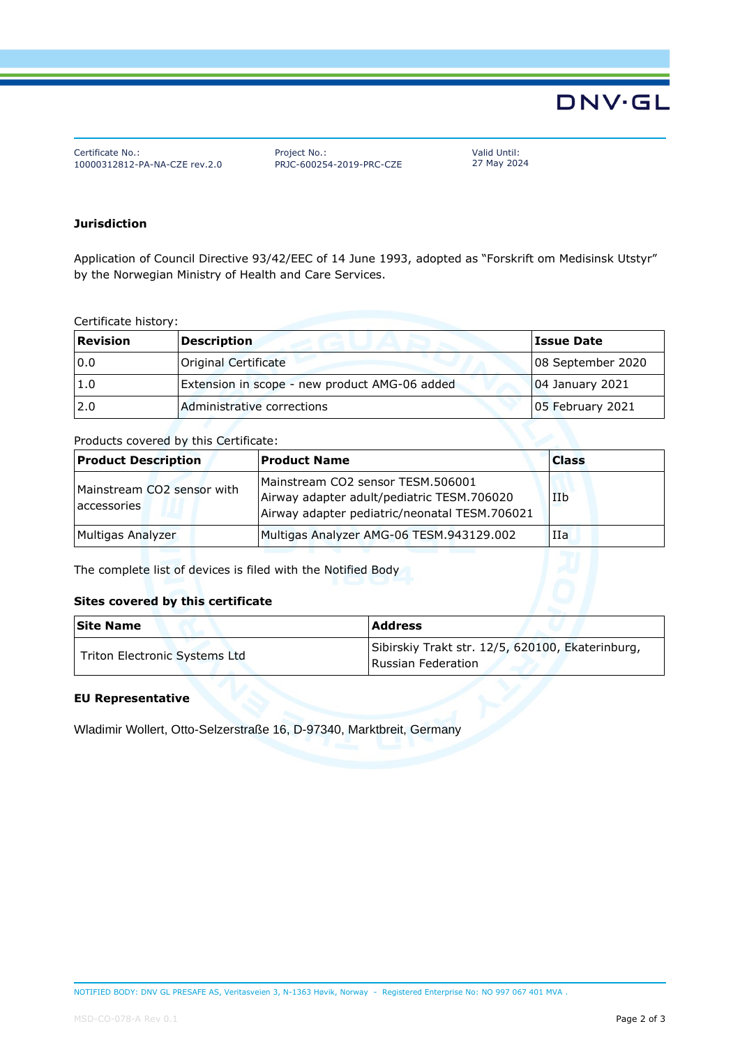Certificate No.:
10000312812-PA-NA-CZE rev.2.0

Project No.:
PRJC-600254-2019-PRC-CZE

Valid Until:
27 May 2024

## Jurisdiction

Application of Council Directive 93/42/EEC of 14 June 1993, adopted as "Forskrift om Medisinsk Utstyr" by the Norwegian Ministry of Health and Care Services.

Certificate history:

| Revision | Description | Issue Date |
|---|---|---|
| 0.0 | Original Certificate | 08 September 2020 |
| 1.0 | Extension in scope - new product AMG-06 added | 04 January 2021 |
| 2.0 | Administrative corrections | 05 February 2021 |

Products covered by this Certificate:

| Product Description | Product Name | Class |
|---|---|---|
| Mainstream CO2 sensor with accessories | Mainstream CO2 sensor TESM.506001<br>Airway adapter adult/pediatric TESM.706020<br>Airway adapter pediatric/neonatal TESM.706021 | IIb |
| Multigas Analyzer | Multigas Analyzer AMG-06 TESM.943129.002 | IIa |

The complete list of devices is filed with the Notified Body

### Sites covered by this certificate

| Site Name | Address |
|---|---|
| Triton Electronic Systems Ltd | Sibirskiy Trakt str. 12/5, 620100, Ekaterinburg, Russian Federation |

### EU Representative

Wladimir Wollert, Otto-Selzerstraße 16, D-97340, Marktbreit, Germany

NOTIFIED BODY: DNV GL PRESAFE AS, Veritasveien 3, N-1363 Høvik, Norway - Registered Enterprise No: NO 997 067 401 MVA .

MSD-CO-078-A Rev 0.1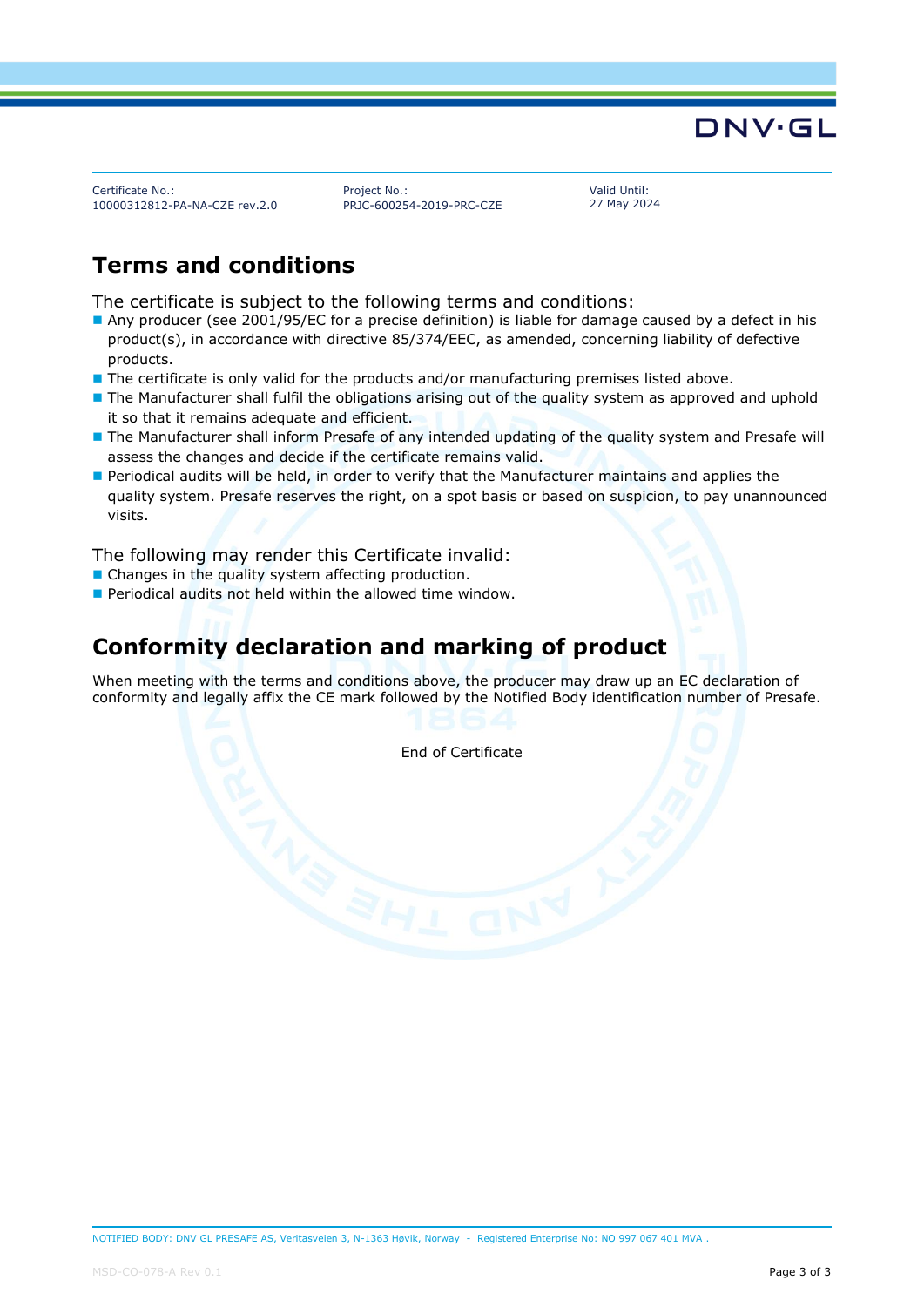Certificate No.:
10000312812-PA-NA-CZE rev.2.0

Project No.:
PRJC-600254-2019-PRC-CZE

Valid Until:
27 May 2024

# Terms and conditions

The certificate is subject to the following terms and conditions:

- Any producer (see 2001/95/EC for a precise definition) is liable for damage caused by a defect in his product(s), in accordance with directive 85/374/EEC, as amended, concerning liability of defective products.
- The certificate is only valid for the products and/or manufacturing premises listed above.
- The Manufacturer shall fulfil the obligations arising out of the quality system as approved and uphold it so that it remains adequate and efficient.
- The Manufacturer shall inform Presafe of any intended updating of the quality system and Presafe will assess the changes and decide if the certificate remains valid.
- Periodical audits will be held, in order to verify that the Manufacturer maintains and applies the quality system. Presafe reserves the right, on a spot basis or based on suspicion, to pay unannounced visits.

The following may render this Certificate invalid:

- Changes in the quality system affecting production.
- Periodical audits not held within the allowed time window.

# Conformity declaration and marking of product

When meeting with the terms and conditions above, the producer may draw up an EC declaration of conformity and legally affix the CE mark followed by the Notified Body identification number of Presafe.

End of Certificate

NOTIFIED BODY: DNV GL PRESAFE AS, Veritasveien 3, N-1363 Høvik, Norway - Registered Enterprise No: NO 997 067 401 MVA .